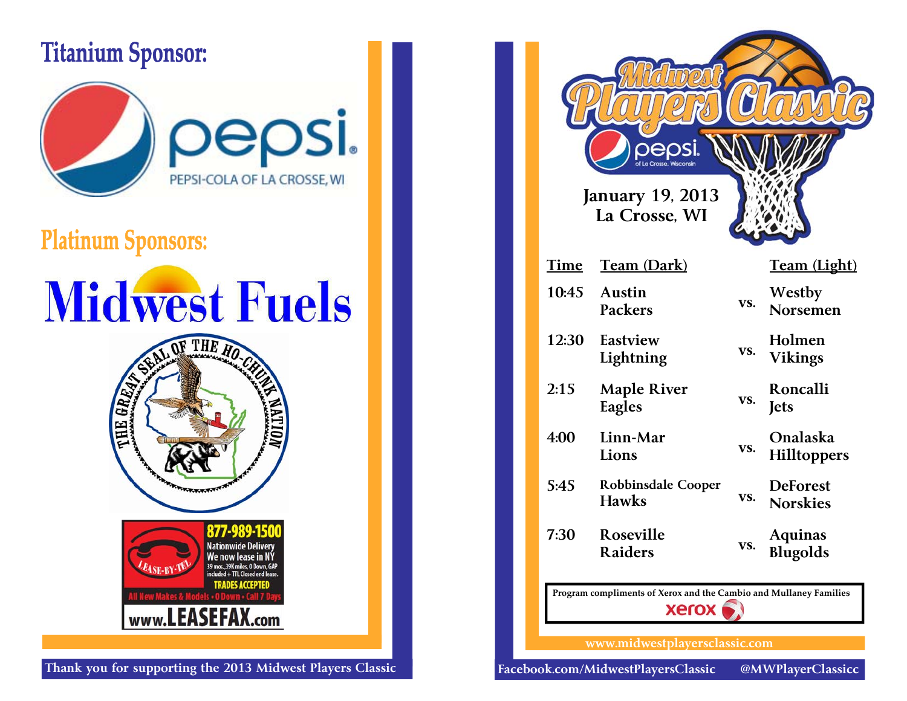## Titanium Sponsor:

pepsi

PEPSI-COLA OF LA CROSSE, WI

## Platinum Sponsors:

Midwest Fuels

THE GREAT SEAL OF THE HO-CHUNK NATION

877-989-1500

Nationwide Delivery

We now lease in NY

39 mos., 39K miles, 0 Down, GAP included + TTL Closed end lease.

TRADES ACCEPTED

LEASE-BY-TEL

All New Makes & Models • 0 Down • Call 7 Days

www.LEASEFAX.com

Thank you for supporting the 2013 Midwest Players Classic

# Midwest Players Classic

pepsi of La Crosse, Wisconsin

January 19, 2013
La Crosse, WI

| Time | Team (Dark) | | Team (Light) |
|---|---|---|---|
| 10:45 | Austin Packers | vs. | Westby Norsemen |
| 12:30 | Eastview Lightning | vs. | Holmen Vikings |
| 2:15 | Maple River Eagles | vs. | Roncalli Jets |
| 4:00 | Linn-Mar Lions | vs. | Onalaska Hilltoppers |
| 5:45 | Robbinsdale Cooper Hawks | vs. | DeForest Norskies |
| 7:30 | Roseville Raiders | vs. | Aquinas Blugolds |

Program compliments of Xerox and the Cambio and Mullaney Families

xerox

www.midwestplayersclassic.com

Facebook.com/MidwestPlayersClassic @MWPlayerClassicc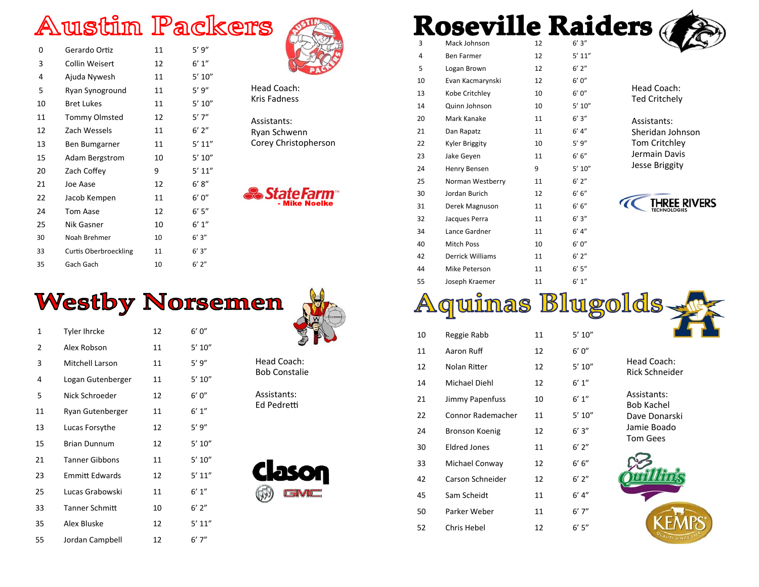# Austin Packers

| # | Name | Grade | Height |
|---|---|---|---|
| 0 | Gerardo Ortiz | 11 | 5' 9" |
| 3 | Collin Weisert | 12 | 6' 1" |
| 4 | Ajuda Nywesh | 11 | 5' 10" |
| 5 | Ryan Synoground | 11 | 5' 9" |
| 10 | Bret Lukes | 11 | 5' 10" |
| 11 | Tommy Olmsted | 12 | 5' 7" |
| 12 | Zach Wessels | 11 | 6' 2" |
| 13 | Ben Bumgarner | 11 | 5' 11" |
| 15 | Adam Bergstrom | 10 | 5' 10" |
| 20 | Zach Coffey | 9 | 5' 11" |
| 21 | Joe Aase | 12 | 6' 8" |
| 22 | Jacob Kempen | 11 | 6' 0" |
| 24 | Tom Aase | 12 | 6' 5" |
| 25 | Nik Gasner | 10 | 6' 1" |
| 30 | Noah Brehmer | 10 | 6' 3" |
| 33 | Curtis Oberbroeckling | 11 | 6' 3" |
| 35 | Gach Gach | 10 | 6' 2" |

Head Coach:
Kris Fadness

Assistants:
Ryan Schwenn
Corey Christopherson

State Farm - Mike Noelke

# Roseville Raiders

| # | Name | Grade | Height |
|---|---|---|---|
| 3 | Mack Johnson | 12 | 6' 3" |
| 4 | Ben Farmer | 12 | 5' 11" |
| 5 | Logan Brown | 12 | 6' 2" |
| 10 | Evan Kacmarynski | 12 | 6' 0" |
| 13 | Kobe Critchley | 10 | 6' 0" |
| 14 | Quinn Johnson | 10 | 5' 10" |
| 20 | Mark Kanake | 11 | 6' 3" |
| 21 | Dan Rapatz | 11 | 6' 4" |
| 22 | Kyler Briggity | 10 | 5' 9" |
| 23 | Jake Geyen | 11 | 6' 6" |
| 24 | Henry Bensen | 9 | 5' 10" |
| 25 | Norman Westberry | 11 | 6' 2" |
| 30 | Jordan Burich | 12 | 6' 6" |
| 31 | Derek Magnuson | 11 | 6' 6" |
| 32 | Jacques Perra | 11 | 6' 3" |
| 34 | Lance Gardner | 11 | 6' 4" |
| 40 | Mitch Poss | 10 | 6' 0" |
| 42 | Derrick Williams | 11 | 6' 2" |
| 44 | Mike Peterson | 11 | 6' 5" |
| 55 | Joseph Kraemer | 11 | 6' 1" |

Head Coach:
Ted Critchely

Assistants:
Sheridan Johnson
Tom Critchley
Jermain Davis
Jesse Briggity

THREE RIVERS TECHNOLOGIES

# Westby Norsemen

| # | Name | Grade | Height |
|---|---|---|---|
| 1 | Tyler Ihrcke | 12 | 6' 0" |
| 2 | Alex Robson | 11 | 5' 10" |
| 3 | Mitchell Larson | 11 | 5' 9" |
| 4 | Logan Gutenberger | 11 | 5' 10" |
| 5 | Nick Schroeder | 12 | 6' 0" |
| 11 | Ryan Gutenberger | 11 | 6' 1" |
| 13 | Lucas Forsythe | 12 | 5' 9" |
| 15 | Brian Dunnum | 12 | 5' 10" |
| 21 | Tanner Gibbons | 11 | 5' 10" |
| 23 | Emmitt Edwards | 12 | 5' 11" |
| 25 | Lucas Grabowski | 11 | 6' 1" |
| 33 | Tanner Schmitt | 10 | 6' 2" |
| 35 | Alex Bluske | 12 | 5' 11" |
| 55 | Jordan Campbell | 12 | 6' 7" |

Head Coach:
Bob Constalie

Assistants:
Ed Pedretti

Clason GMC

# Aquinas Blugolds

| # | Name | Grade | Height |
|---|---|---|---|
| 10 | Reggie Rabb | 11 | 5' 10" |
| 11 | Aaron Ruff | 12 | 6' 0" |
| 12 | Nolan Ritter | 12 | 5' 10" |
| 14 | Michael Diehl | 12 | 6' 1" |
| 21 | Jimmy Papenfuss | 10 | 6' 1" |
| 22 | Connor Rademacher | 11 | 5' 10" |
| 24 | Bronson Koenig | 12 | 6' 3" |
| 30 | Eldred Jones | 11 | 6' 2" |
| 33 | Michael Conway | 12 | 6' 6" |
| 42 | Carson Schneider | 12 | 6' 2" |
| 45 | Sam Scheidt | 11 | 6' 4" |
| 50 | Parker Weber | 11 | 6' 7" |
| 52 | Chris Hebel | 12 | 6' 5" |

Head Coach:
Rick Schneider

Assistants:
Bob Kachel
Dave Donarski
Jamie Boado
Tom Gees

Quillin's

KEMPS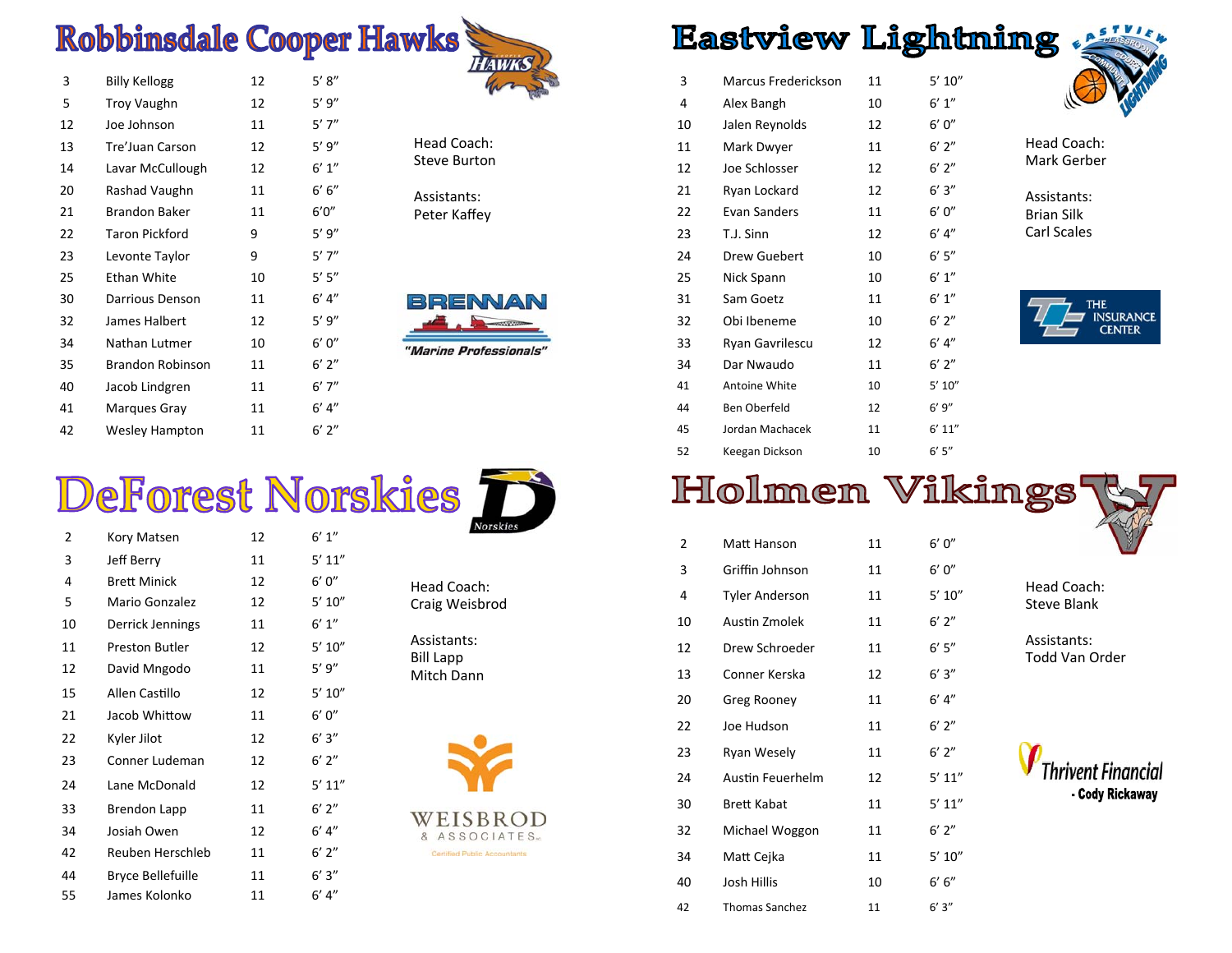## Robbinsdale Cooper Hawks

| | | | |
|---|---|---|---|
| 3 | Billy Kellogg | 12 | 5' 8" |
| 5 | Troy Vaughn | 12 | 5' 9" |
| 12 | Joe Johnson | 11 | 5' 7" |
| 13 | Tre'Juan Carson | 12 | 5' 9" |
| 14 | Lavar McCullough | 12 | 6' 1" |
| 20 | Rashad Vaughn | 11 | 6' 6" |
| 21 | Brandon Baker | 11 | 6'0" |
| 22 | Taron Pickford | 9 | 5' 9" |
| 23 | Levonte Taylor | 9 | 5' 7" |
| 25 | Ethan White | 10 | 5' 5" |
| 30 | Darrious Denson | 11 | 6' 4" |
| 32 | James Halbert | 12 | 5' 9" |
| 34 | Nathan Lutmer | 10 | 6' 0" |
| 35 | Brandon Robinson | 11 | 6' 2" |
| 40 | Jacob Lindgren | 11 | 6' 7" |
| 41 | Marques Gray | 11 | 6' 4" |
| 42 | Wesley Hampton | 11 | 6' 2" |

Head Coach:
Steve Burton

Assistants:
Peter Kaffey

BRENNAN "Marine Professionals"

## Eastview Lightning

| | | | |
|---|---|---|---|
| 3 | Marcus Frederickson | 11 | 5' 10" |
| 4 | Alex Bangh | 10 | 6' 1" |
| 10 | Jalen Reynolds | 12 | 6' 0" |
| 11 | Mark Dwyer | 11 | 6' 2" |
| 12 | Joe Schlosser | 12 | 6' 2" |
| 21 | Ryan Lockard | 12 | 6' 3" |
| 22 | Evan Sanders | 11 | 6' 0" |
| 23 | T.J. Sinn | 12 | 6' 4" |
| 24 | Drew Guebert | 10 | 6' 5" |
| 25 | Nick Spann | 10 | 6' 1" |
| 31 | Sam Goetz | 11 | 6' 1" |
| 32 | Obi Ibeneme | 10 | 6' 2" |
| 33 | Ryan Gavrilescu | 12 | 6' 4" |
| 34 | Dar Nwaudo | 11 | 6' 2" |
| 41 | Antoine White | 10 | 5' 10" |
| 44 | Ben Oberfeld | 12 | 6' 9" |
| 45 | Jordan Machacek | 11 | 6' 11" |
| 52 | Keegan Dickson | 10 | 6' 5" |

Head Coach:
Mark Gerber

Assistants:
Brian Silk
Carl Scales

THE INSURANCE CENTER

## DeForest Norskies

| | | | |
|---|---|---|---|
| 2 | Kory Matsen | 12 | 6' 1" |
| 3 | Jeff Berry | 11 | 5' 11" |
| 4 | Brett Minick | 12 | 6' 0" |
| 5 | Mario Gonzalez | 12 | 5' 10" |
| 10 | Derrick Jennings | 11 | 6' 1" |
| 11 | Preston Butler | 12 | 5' 10" |
| 12 | David Mngodo | 11 | 5' 9" |
| 15 | Allen Castillo | 12 | 5' 10" |
| 21 | Jacob Whittow | 11 | 6' 0" |
| 22 | Kyler Jilot | 12 | 6' 3" |
| 23 | Conner Ludeman | 12 | 6' 2" |
| 24 | Lane McDonald | 12 | 5' 11" |
| 33 | Brendon Lapp | 11 | 6' 2" |
| 34 | Josiah Owen | 12 | 6' 4" |
| 42 | Reuben Herschleb | 11 | 6' 2" |
| 44 | Bryce Bellefuille | 11 | 6' 3" |
| 55 | James Kolonko | 11 | 6' 4" |

Head Coach:
Craig Weisbrod

Assistants:
Bill Lapp
Mitch Dann

WEISBROD & ASSOCIATES
Certified Public Accountants

## Holmen Vikings

| | | | |
|---|---|---|---|
| 2 | Matt Hanson | 11 | 6' 0" |
| 3 | Griffin Johnson | 11 | 6' 0" |
| 4 | Tyler Anderson | 11 | 5' 10" |
| 10 | Austin Zmolek | 11 | 6' 2" |
| 12 | Drew Schroeder | 11 | 6' 5" |
| 13 | Conner Kerska | 12 | 6' 3" |
| 20 | Greg Rooney | 11 | 6' 4" |
| 22 | Joe Hudson | 11 | 6' 2" |
| 23 | Ryan Wesely | 11 | 6' 2" |
| 24 | Austin Feuerhelm | 12 | 5' 11" |
| 30 | Brett Kabat | 11 | 5' 11" |
| 32 | Michael Woggon | 11 | 6' 2" |
| 34 | Matt Cejka | 11 | 5' 10" |
| 40 | Josh Hillis | 10 | 6' 6" |
| 42 | Thomas Sanchez | 11 | 6' 3" |

Head Coach:
Steve Blank

Assistants:
Todd Van Order

Thrivent Financial
- Cody Rickaway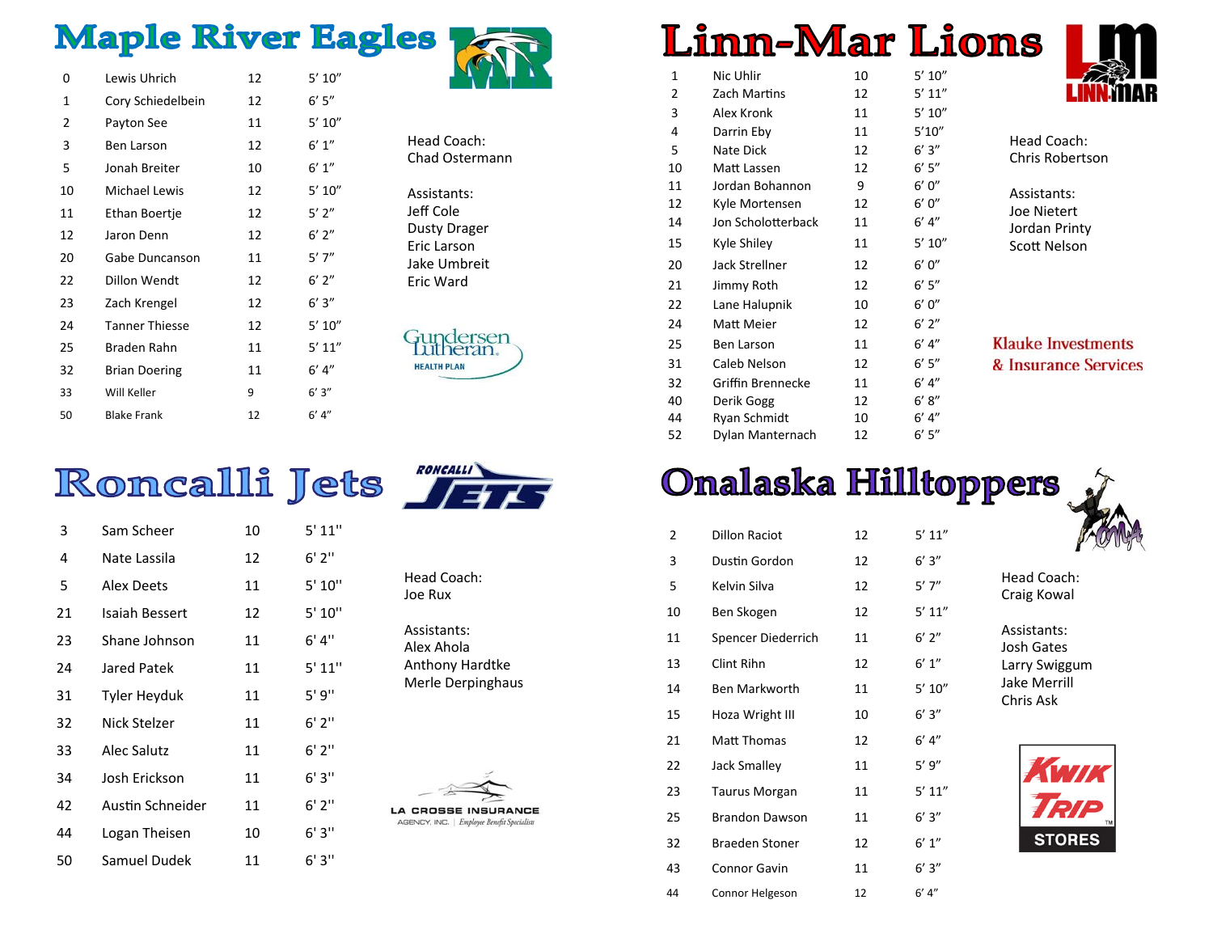# Maple River Eagles

| | | | |
|---|---|---|---|
| 0 | Lewis Uhrich | 12 | 5' 10" |
| 1 | Cory Schiedelbein | 12 | 6' 5" |
| 2 | Payton See | 11 | 5' 10" |
| 3 | Ben Larson | 12 | 6' 1" |
| 5 | Jonah Breiter | 10 | 6' 1" |
| 10 | Michael Lewis | 12 | 5' 10" |
| 11 | Ethan Boertje | 12 | 5' 2" |
| 12 | Jaron Denn | 12 | 6' 2" |
| 20 | Gabe Duncanson | 11 | 5' 7" |
| 22 | Dillon Wendt | 12 | 6' 2" |
| 23 | Zach Krengel | 12 | 6' 3" |
| 24 | Tanner Thiesse | 12 | 5' 10" |
| 25 | Braden Rahn | 11 | 5' 11" |
| 32 | Brian Doering | 11 | 6' 4" |
| 33 | Will Keller | 9 | 6' 3" |
| 50 | Blake Frank | 12 | 6' 4" |

Head Coach:
Chad Ostermann

Assistants:
Jeff Cole
Dusty Drager
Eric Larson
Jake Umbreit
Eric Ward

Gundersen Lutheran HEALTH PLAN

# Linn-Mar Lions

| | | | |
|---|---|---|---|
| 1 | Nic Uhlir | 10 | 5' 10" |
| 2 | Zach Martins | 12 | 5' 11" |
| 3 | Alex Kronk | 11 | 5' 10" |
| 4 | Darrin Eby | 11 | 5'10" |
| 5 | Nate Dick | 12 | 6' 3" |
| 10 | Matt Lassen | 12 | 6' 5" |
| 11 | Jordan Bohannon | 9 | 6' 0" |
| 12 | Kyle Mortensen | 12 | 6' 0" |
| 14 | Jon Scholotterback | 11 | 6' 4" |
| 15 | Kyle Shiley | 11 | 5' 10" |
| 20 | Jack Strellner | 12 | 6' 0" |
| 21 | Jimmy Roth | 12 | 6' 5" |
| 22 | Lane Halupnik | 10 | 6' 0" |
| 24 | Matt Meier | 12 | 6' 2" |
| 25 | Ben Larson | 11 | 6' 4" |
| 31 | Caleb Nelson | 12 | 6' 5" |
| 32 | Griffin Brennecke | 11 | 6' 4" |
| 40 | Derik Gogg | 12 | 6' 8" |
| 44 | Ryan Schmidt | 10 | 6' 4" |
| 52 | Dylan Manternach | 12 | 6' 5" |

Head Coach:
Chris Robertson

Assistants:
Joe Nietert
Jordan Printy
Scott Nelson

Klauke Investments & Insurance Services

# Roncalli Jets

| | | | |
|---|---|---|---|
| 3 | Sam Scheer | 10 | 5' 11" |
| 4 | Nate Lassila | 12 | 6' 2" |
| 5 | Alex Deets | 11 | 5' 10" |
| 21 | Isaiah Bessert | 12 | 5' 10" |
| 23 | Shane Johnson | 11 | 6' 4" |
| 24 | Jared Patek | 11 | 5' 11" |
| 31 | Tyler Heyduk | 11 | 5' 9" |
| 32 | Nick Stelzer | 11 | 6' 2" |
| 33 | Alec Salutz | 11 | 6' 2" |
| 34 | Josh Erickson | 11 | 6' 3" |
| 42 | Austin Schneider | 11 | 6' 2" |
| 44 | Logan Theisen | 10 | 6' 3" |
| 50 | Samuel Dudek | 11 | 6' 3" |

Head Coach:
Joe Rux

Assistants:
Alex Ahola
Anthony Hardtke
Merle Derpinghaus

LA CROSSE INSURANCE AGENCY, INC. | Employee Benefit Specialists

# Onalaska Hilltoppers

| | | | |
|---|---|---|---|
| 2 | Dillon Raciot | 12 | 5' 11" |
| 3 | Dustin Gordon | 12 | 6' 3" |
| 5 | Kelvin Silva | 12 | 5' 7" |
| 10 | Ben Skogen | 12 | 5' 11" |
| 11 | Spencer Diederrich | 11 | 6' 2" |
| 13 | Clint Rihn | 12 | 6' 1" |
| 14 | Ben Markworth | 11 | 5' 10" |
| 15 | Hoza Wright III | 10 | 6' 3" |
| 21 | Matt Thomas | 12 | 6' 4" |
| 22 | Jack Smalley | 11 | 5' 9" |
| 23 | Taurus Morgan | 11 | 5' 11" |
| 25 | Brandon Dawson | 11 | 6' 3" |
| 32 | Braeden Stoner | 12 | 6' 1" |
| 43 | Connor Gavin | 11 | 6' 3" |
| 44 | Connor Helgeson | 12 | 6' 4" |

Head Coach:
Craig Kowal

Assistants:
Josh Gates
Larry Swiggum
Jake Merrill
Chris Ask

KWIK TRIP STORES